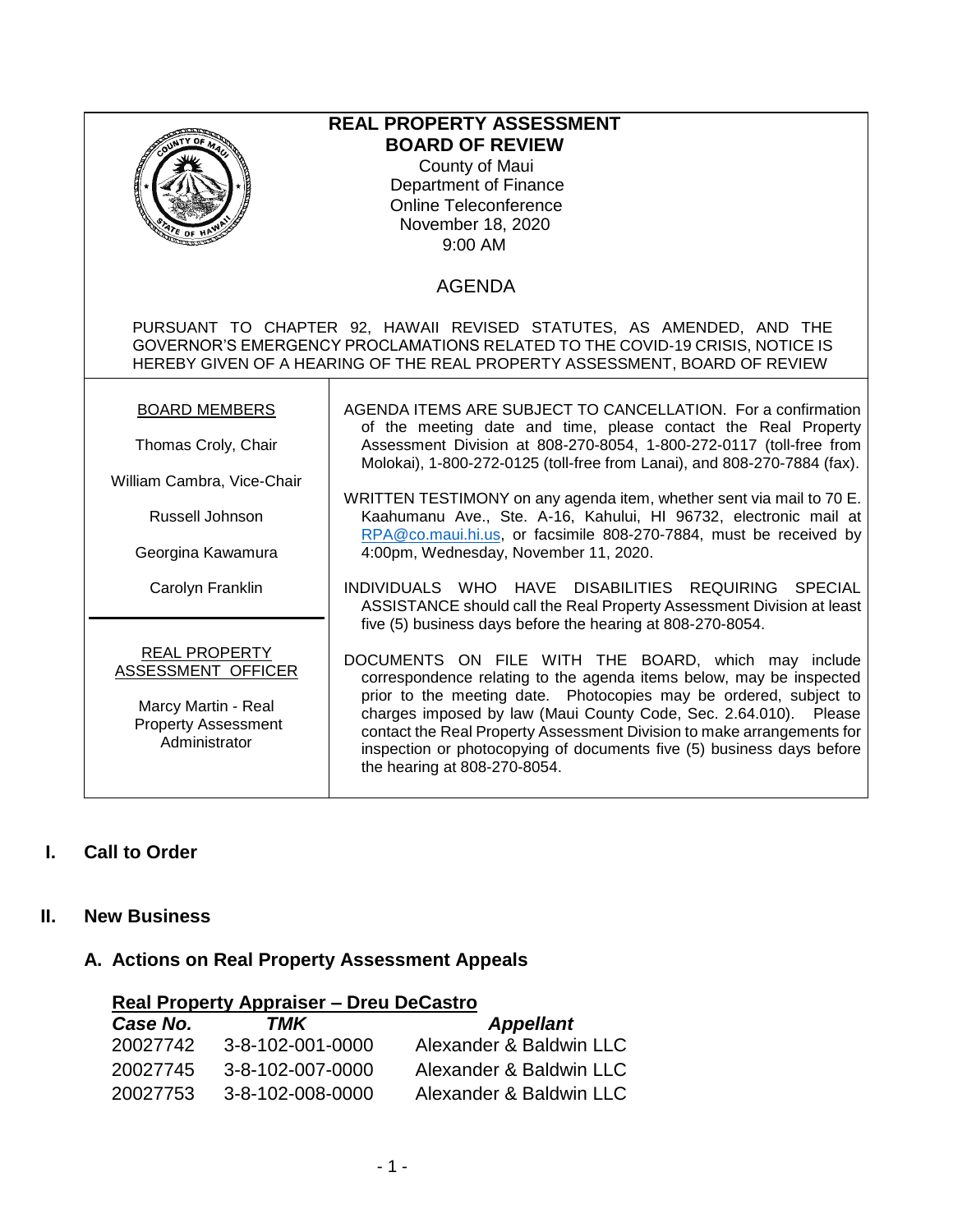# REAL PROPERTY ASSESSMENT
# BOARD OF REVIEW

County of Maui
Department of Finance
Online Teleconference
November 18, 2020
9:00 AM

## AGENDA

PURSUANT TO CHAPTER 92, HAWAII REVISED STATUTES, AS AMENDED, AND THE GOVERNOR'S EMERGENCY PROCLAMATIONS RELATED TO THE COVID-19 CRISIS, NOTICE IS HEREBY GIVEN OF A HEARING OF THE REAL PROPERTY ASSESSMENT, BOARD OF REVIEW

**BOARD MEMBERS**

Thomas Croly, Chair

William Cambra, Vice-Chair

Russell Johnson

Georgina Kawamura

Carolyn Franklin

**REAL PROPERTY ASSESSMENT OFFICER**

Marcy Martin - Real Property Assessment Administrator

AGENDA ITEMS ARE SUBJECT TO CANCELLATION. For a confirmation of the meeting date and time, please contact the Real Property Assessment Division at 808-270-8054, 1-800-272-0117 (toll-free from Molokai), 1-800-272-0125 (toll-free from Lanai), and 808-270-7884 (fax).

WRITTEN TESTIMONY on any agenda item, whether sent via mail to 70 E. Kaahumanu Ave., Ste. A-16, Kahului, HI 96732, electronic mail at RPA@co.maui.hi.us, or facsimile 808-270-7884, must be received by 4:00pm, Wednesday, November 11, 2020.

INDIVIDUALS WHO HAVE DISABILITIES REQUIRING SPECIAL ASSISTANCE should call the Real Property Assessment Division at least five (5) business days before the hearing at 808-270-8054.

DOCUMENTS ON FILE WITH THE BOARD, which may include correspondence relating to the agenda items below, may be inspected prior to the meeting date. Photocopies may be ordered, subject to charges imposed by law (Maui County Code, Sec. 2.64.010). Please contact the Real Property Assessment Division to make arrangements for inspection or photocopying of documents five (5) business days before the hearing at 808-270-8054.

## I. Call to Order

## II. New Business

### A. Actions on Real Property Assessment Appeals

**Real Property Appraiser – Dreu DeCastro**

| *Case No.* | *TMK* | *Appellant* |
|---|---|---|
| 20027742 | 3-8-102-001-0000 | Alexander & Baldwin LLC |
| 20027745 | 3-8-102-007-0000 | Alexander & Baldwin LLC |
| 20027753 | 3-8-102-008-0000 | Alexander & Baldwin LLC |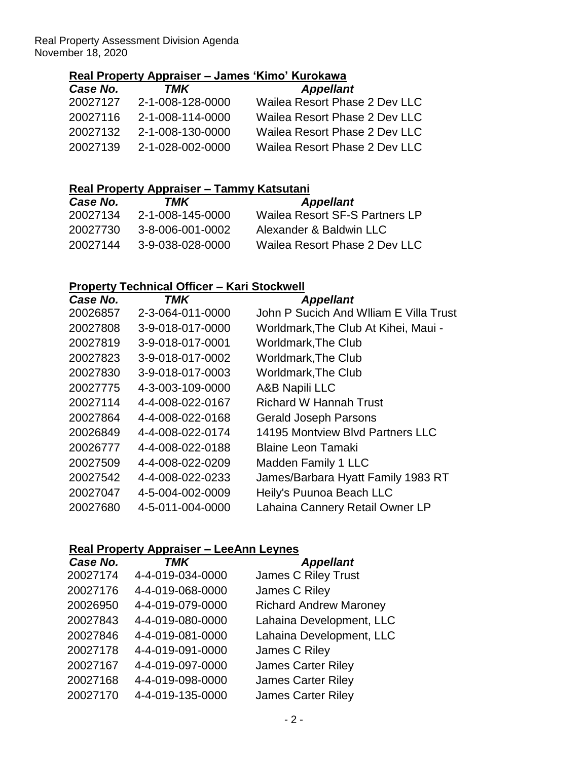Real Property Assessment Division Agenda
November 18, 2020

## Real Property Appraiser – James 'Kimo' Kurokawa

| *Case No.* | *TMK* | *Appellant* |
|---|---|---|
| 20027127 | 2-1-008-128-0000 | Wailea Resort Phase 2 Dev LLC |
| 20027116 | 2-1-008-114-0000 | Wailea Resort Phase 2 Dev LLC |
| 20027132 | 2-1-008-130-0000 | Wailea Resort Phase 2 Dev LLC |
| 20027139 | 2-1-028-002-0000 | Wailea Resort Phase 2 Dev LLC |

## Real Property Appraiser – Tammy Katsutani

| *Case No.* | *TMK* | *Appellant* |
|---|---|---|
| 20027134 | 2-1-008-145-0000 | Wailea Resort SF-S Partners LP |
| 20027730 | 3-8-006-001-0002 | Alexander & Baldwin LLC |
| 20027144 | 3-9-038-028-0000 | Wailea Resort Phase 2 Dev LLC |

## Property Technical Officer – Kari Stockwell

| *Case No.* | *TMK* | *Appellant* |
|---|---|---|
| 20026857 | 2-3-064-011-0000 | John P Sucich And Wlliam E Villa Trust |
| 20027808 | 3-9-018-017-0000 | Worldmark,The Club At Kihei, Maui - |
| 20027819 | 3-9-018-017-0001 | Worldmark,The Club |
| 20027823 | 3-9-018-017-0002 | Worldmark,The Club |
| 20027830 | 3-9-018-017-0003 | Worldmark,The Club |
| 20027775 | 4-3-003-109-0000 | A&B Napili LLC |
| 20027114 | 4-4-008-022-0167 | Richard W Hannah Trust |
| 20027864 | 4-4-008-022-0168 | Gerald Joseph Parsons |
| 20026849 | 4-4-008-022-0174 | 14195 Montview Blvd Partners LLC |
| 20026777 | 4-4-008-022-0188 | Blaine Leon Tamaki |
| 20027509 | 4-4-008-022-0209 | Madden Family 1 LLC |
| 20027542 | 4-4-008-022-0233 | James/Barbara Hyatt Family 1983 RT |
| 20027047 | 4-5-004-002-0009 | Heily's Puunoa Beach LLC |
| 20027680 | 4-5-011-004-0000 | Lahaina Cannery Retail Owner LP |

## Real Property Appraiser – LeeAnn Leynes

| *Case No.* | *TMK* | *Appellant* |
|---|---|---|
| 20027174 | 4-4-019-034-0000 | James C Riley Trust |
| 20027176 | 4-4-019-068-0000 | James C Riley |
| 20026950 | 4-4-019-079-0000 | Richard Andrew Maroney |
| 20027843 | 4-4-019-080-0000 | Lahaina Development, LLC |
| 20027846 | 4-4-019-081-0000 | Lahaina Development, LLC |
| 20027178 | 4-4-019-091-0000 | James C Riley |
| 20027167 | 4-4-019-097-0000 | James Carter Riley |
| 20027168 | 4-4-019-098-0000 | James Carter Riley |
| 20027170 | 4-4-019-135-0000 | James Carter Riley |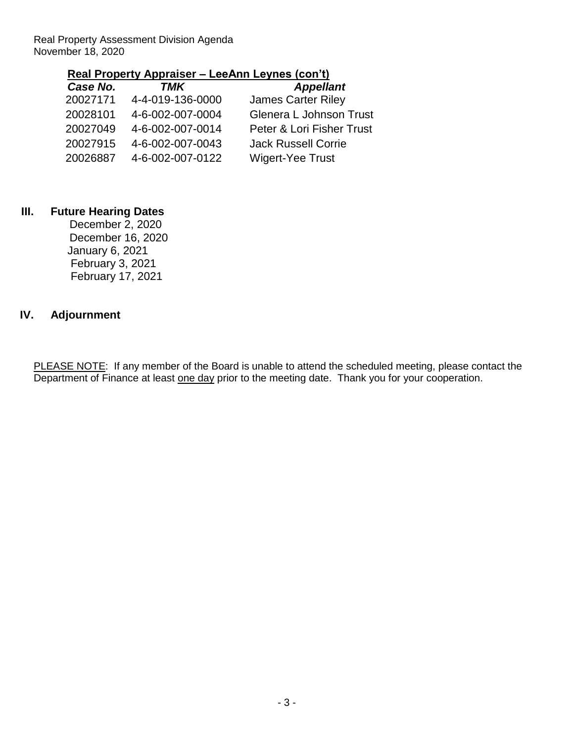**Real Property Appraiser – LeeAnn Leynes (con't)**

| *Case No.* | *TMK* | *Appellant* |
|---|---|---|
| 20027171 | 4-4-019-136-0000 | James Carter Riley |
| 20028101 | 4-6-002-007-0004 | Glenera L Johnson Trust |
| 20027049 | 4-6-002-007-0014 | Peter & Lori Fisher Trust |
| 20027915 | 4-6-002-007-0043 | Jack Russell Corrie |
| 20026887 | 4-6-002-007-0122 | Wigert-Yee Trust |

## III. Future Hearing Dates

December 2, 2020
December 16, 2020
January 6, 2021
February 3, 2021
February 17, 2021

## IV. Adjournment

PLEASE NOTE: If any member of the Board is unable to attend the scheduled meeting, please contact the Department of Finance at least one day prior to the meeting date. Thank you for your cooperation.